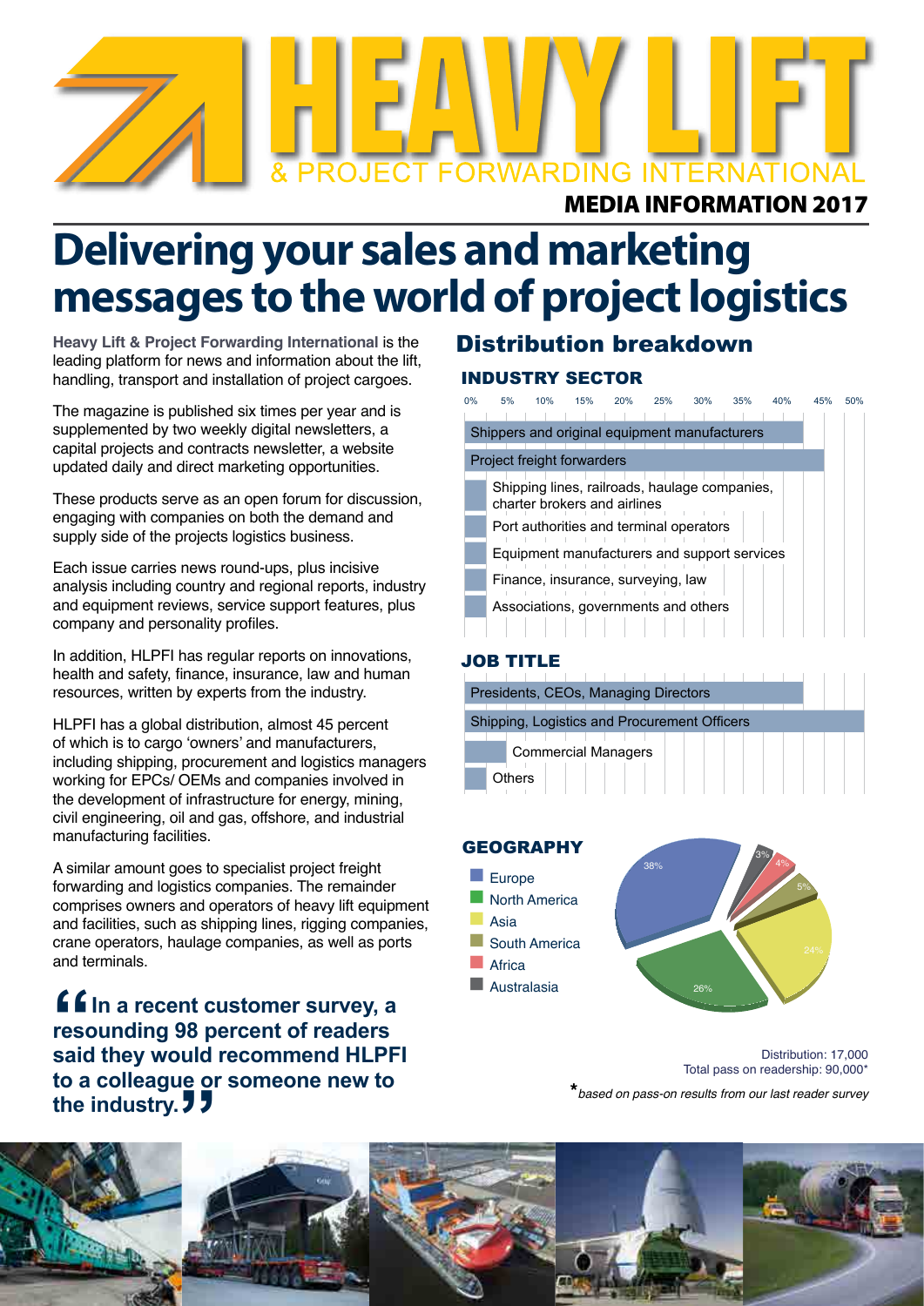# HEAVY LIFT & PROJECT FORWARDING INTERNATIONAL

**MEDIA INFORMATION 2017**

# Delivering your sales and marketing messages to the world of project logistics

**Heavy Lift & Project Forwarding International** is the leading platform for news and information about the lift, handling, transport and installation of project cargoes.

The magazine is published six times per year and is supplemented by two weekly digital newsletters, a capital projects and contracts newsletter, a website updated daily and direct marketing opportunities.

These products serve as an open forum for discussion, engaging with companies on both the demand and supply side of the projects logistics business.

Each issue carries news round-ups, plus incisive analysis including country and regional reports, industry and equipment reviews, service support features, plus company and personality profiles.

In addition, HLPFI has regular reports on innovations, health and safety, finance, insurance, law and human resources, written by experts from the industry.

HLPFI has a global distribution, almost 45 percent of which is to cargo 'owners' and manufacturers, including shipping, procurement and logistics managers working for EPCs/ OEMs and companies involved in the development of infrastructure for energy, mining, civil engineering, oil and gas, offshore, and industrial manufacturing facilities.

A similar amount goes to specialist project freight forwarding and logistics companies. The remainder comprises owners and operators of heavy lift equipment and facilities, such as shipping lines, rigging companies, crane operators, haulage companies, as well as ports and terminals.

> **"In a recent customer survey, a resounding 98 percent of readers said they would recommend HLPFI to a colleague or someone new to the industry."**

## Distribution breakdown

### INDUSTRY SECTOR

- Shippers and original equipment manufacturers
- Project freight forwarders
- Shipping lines, railroads, haulage companies, charter brokers and airlines
- Port authorities and terminal operators
- Equipment manufacturers and support services
- Finance, insurance, surveying, law
- Associations, governments and others

### JOB TITLE

- Presidents, CEOs, Managing Directors
- Shipping, Logistics and Procurement Officers
- Commercial Managers
- Others

### GEOGRAPHY

| Region | Share |
|---|---|
| Europe | 38% |
| North America | 26% |
| Asia | 24% |
| South America | 5% |
| Africa | 4% |
| Australasia | 3% |

Distribution: 17,000
Total pass on readership: 90,000*

*based on pass-on results from our last reader survey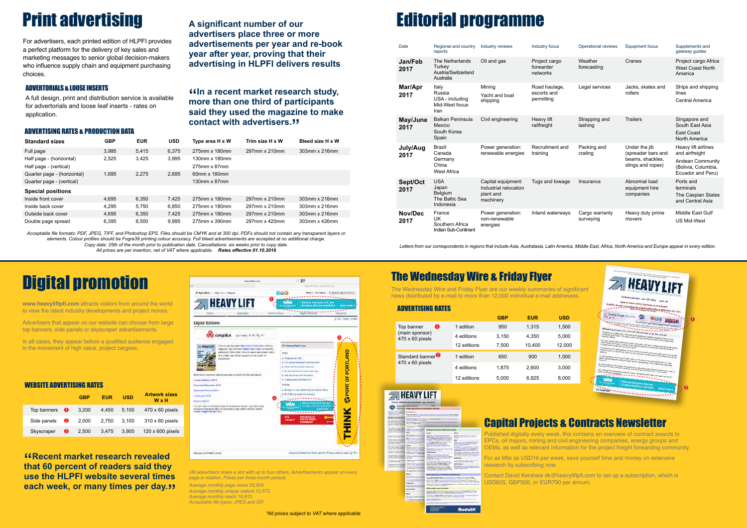# Print advertising

For advertisers, each printed edition of HLPFI provides a perfect platform for the delivery of key sales and marketing messages to senior global decision-makers who influence supply chain and equipment purchasing choices.

**A significant number of our advertisers place three or more advertisements per year and re-book year after year, proving that their advertising in HLPFI delivers results**

### ADVERTORIALS & LOOSE INSERTS

A full design, print and distribution service is available for advertorials and loose leaf inserts - rates on application.

**"In a recent market research study, more than one third of participants said they used the magazine to make contact with advertisers."**

### ADVERTISING RATES & PRODUCTION DATA

| Standard sizes | GBP | EUR | USD | Type area H x W | Trim size H x W | Bleed size H x W |
|---|---|---|---|---|---|---|
| Full page | 3,995 | 5,415 | 6,375 | 275mm x 180mm | 297mm x 210mm | 303mm x 216mm |
| Half page - (horizontal) | 2,525 | 3,425 | 3,995 | 130mm x 180mm | | |
| Half page - (vertical) | | | | 275mm x 87mm | | |
| Quarter page - (horizontal) | 1,695 | 2,275 | 2,695 | 60mm x 180mm | | |
| Quarter page - (vertical) | | | | 130mm x 87mm | | |
| **Special positions** | | | | | | |
| Inside front cover | 4,695 | 6,350 | 7,425 | 275mm x 180mm | 297mm x 210mm | 303mm x 216mm |
| Inside back cover | 4,295 | 5,750 | 6,850 | 275mm x 180mm | 297mm x 210mm | 303mm x 216mm |
| Outside back cover | 4,695 | 6,350 | 7,425 | 275mm x 180mm | 297mm x 210mm | 303mm x 216mm |
| Double page spread | 6,395 | 8,500 | 9,995 | 275mm x 390mm | 297mm x 420mm | 303mm x 426mm |

*Acceptable file formats: PDF, JPEG, TIFF, and Photoshop EPS. Files should be CMYK and at 300 dpi. PDFs should not contain any transparent layers or elements. Colour profiles should be Fogra39 printing colour accuracy. Full bleed advertisements are accepted at no additional charge. Copy date: 25th of the month prior to publication date. Cancellations: six weeks prior to copy date. All prices are per insertion, net of VAT where applicable.* ***Rates effective 01.10.2016***

# Editorial programme

| Date | Regional and country reports | Industry reviews | Industry focus | Operational reviews | Equipment focus | Supplements and gateway guides |
|---|---|---|---|---|---|---|
| **Jan/Feb 2017** | The Netherlands<br>Turkey<br>Austria/Switzerland<br>Australia | Oil and gas | Project cargo forwarder networks | Weather forecasting | Cranes | Project cargo Africa<br>West Coast North America |
| **Mar/Apr 2017** | Italy<br>Russia<br>USA - including Mid-West focus<br>Iran | Mining<br>Yacht and boat shipping | Road haulage, escorts and permitting | Legal services | Jacks, skates and rollers | Ships and shipping lines<br>Central America |
| **May/June 2017** | Balkan Peninsula<br>Mexico<br>South Korea<br>Spain | Civil engineering | Heavy lift railfreight | Strapping and lashing | Trailers | Singapore and South East Asia<br>East Coast North America |
| **July/Aug 2017** | Brazil<br>Canada<br>Germany<br>China<br>West Africa | Power generation: renewable energies | Recruitment and training | Packing and crating | Under the jib (spreader bars and beams, shackles, slings and ropes) | Heavy lift airlines and airfreight<br>Andean Community (Bolivia, Columbia, Ecuador and Peru) |
| **Sept/Oct 2017** | USA<br>Japan<br>Belgium<br>The Baltic Sea<br>Indonesia | Capital equipment: Industrial relocation plant and machinery | Tugs and towage | Insurance | Abnormal load equipment hire companies | Ports and terminals<br>The Caspian States and Central Asia |
| **Nov/Dec 2017** | France<br>UK<br>Southern Africa<br>Indian Sub-Continent | Power generation: non-renewable energies | Inland waterways | Cargo warranty surveying | Heavy duty prime movers | Middle East Gulf<br>US Mid-West |

*Letters from our correspondents in regions that include Asia, Australasia, Latin America, Middle East, Africa, North America and Europe appear in every edition.*

# Digital promotion

**www.heavyliftpfi.com** attracts visitors from around the world to view the latest industry developments and project moves.

Advertisers that appear on our website can choose from large top banners, side panels or skyscraper advertisements.

In all cases, they appear before a qualified audience engaged in the movement of high value, project cargoes.

### WEBSITE ADVERTISING RATES

| | GBP | EUR | USD | Artwork sizes W x H |
|---|---|---|---|---|
| Top banners (1) | 3,200 | 4,450 | 5,100 | 470 x 60 pixels |
| Side panels (2) | 2,000 | 2,750 | 3,100 | 310 x 60 pixels |
| Skyscraper (3) | 2,500 | 3,475 | 3,900 | 120 x 600 pixels |

**"Recent market research revealed that 60 percent of readers said they use the HLPFI website several times each week, or many times per day."**

*(All advertisers share a slot with up to four others, Advertisements appear on every page in rotation. Prices per three-month period).*

*Average monthly page views 25,004.*
*Average monthly unique visitors 12,573.*
*Average monthly reach 16,810.*
*Acceptable file types: JPEG and GIF.*

*\*All prices subject to VAT where applicable*

# The Wednesday Wire & Friday Flyer

The Wednesday Wire and Friday Flyer are our weekly summaries of significant news distributed by e-mail to more than 12,000 individual e-mail addresses.

### ADVERTISING RATES

| | | GBP | EUR | USD |
|---|---|---|---|---|
| Top banner (1) (main sponsor) 470 x 60 pixels | 1 edition | 950 | 1,315 | 1,500 |
| | 4 editions | 3,150 | 4,350 | 5,000 |
| | 12 editions | 7,500 | 10,400 | 12,000 |
| Standard banner (2) 470 x 60 pixels | 1 edition | 650 | 900 | 1,000 |
| | 4 editions | 1,875 | 2,600 | 3,000 |
| | 12 editions | 5,000 | 6,925 | 8,000 |

# Capital Projects & Contracts Newsletter

Published digitally every week, this contains an overview of contract awards to EPCs, oil majors, mining and civil engineering companies, energy groups and OEMs, as well as relevant information for the project freight forwarding community.

For as little as USD16 per week, save yourself time and money on extensive research by subscribing now.

Contact David Kershaw dk@heavyliftpfi.com to set up a subscription, which is USD825, GBP500, or EUR700 per annum.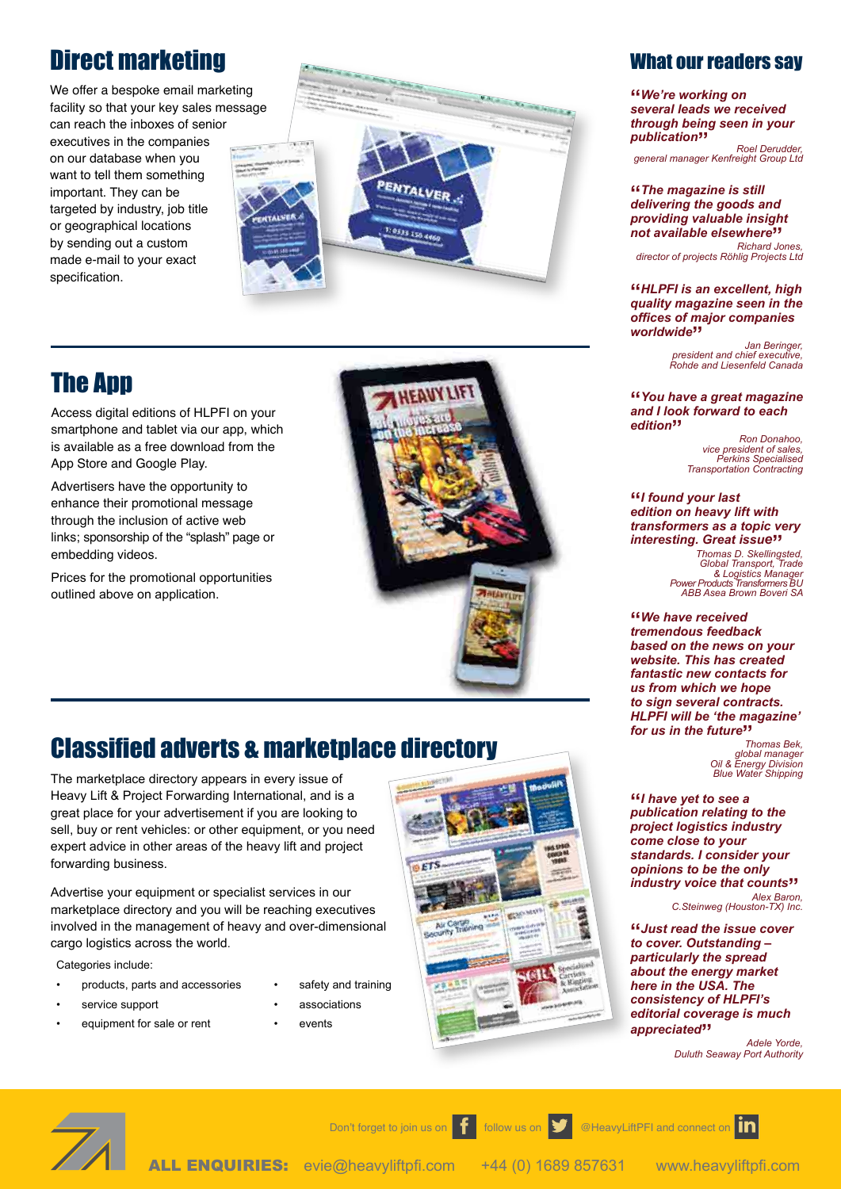## Direct marketing

We offer a bespoke email marketing facility so that your key sales message can reach the inboxes of senior executives in the companies on our database when you want to tell them something important. They can be targeted by industry, job title or geographical locations by sending out a custom made e-mail to your exact specification.

## The App

Access digital editions of HLPFI on your smartphone and tablet via our app, which is available as a free download from the App Store and Google Play.

Advertisers have the opportunity to enhance their promotional message through the inclusion of active web links; sponsorship of the "splash" page or embedding videos.

Prices for the promotional opportunities outlined above on application.

## Classified adverts & marketplace directory

The marketplace directory appears in every issue of Heavy Lift & Project Forwarding International, and is a great place for your advertisement if you are looking to sell, buy or rent vehicles: or other equipment, or you need expert advice in other areas of the heavy lift and project forwarding business.

Advertise your equipment or specialist services in our marketplace directory and you will be reaching executives involved in the management of heavy and over-dimensional cargo logistics across the world.

Categories include:

- products, parts and accessories
- service support
- equipment for sale or rent
- safety and training
- associations
- events

## What our readers say

***"We're working on several leads we received through being seen in your publication"***

*Roel Derudder, general manager Kenfreight Group Ltd*

***"The magazine is still delivering the goods and providing valuable insight not available elsewhere"***

*Richard Jones, director of projects Röhlig Projects Ltd*

***"HLPFI is an excellent, high quality magazine seen in the offices of major companies worldwide"***

*Jan Beringer, president and chief executive, Rohde and Liesenfeld Canada*

***"You have a great magazine and I look forward to each edition"***

*Ron Donahoo, vice president of sales, Perkins Specialised Transportation Contracting*

***"I found your last edition on heavy lift with transformers as a topic very interesting. Great issue"***

*Thomas D. Skellingsted, Global Transport, Trade & Logistics Manager Power Products Transformers BU ABB Asea Brown Boveri SA*

***"We have received tremendous feedback based on the news on your website. This has created fantastic new contacts for us from which we hope to sign several contracts. HLPFI will be 'the magazine' for us in the future"***

*Thomas Bek, global manager Oil & Energy Division Blue Water Shipping*

***"I have yet to see a publication relating to the project logistics industry come close to your standards. I consider your opinions to be the only industry voice that counts"***

*Alex Baron, C.Steinweg (Houston-TX) Inc.*

***"Just read the issue cover to cover. Outstanding – particularly the spread about the energy market here in the USA. The consistency of HLPFI's editorial coverage is much appreciated"***

*Adele Yorde, Duluth Seaway Port Authority*

Don't forget to join us on Facebook, follow us on Twitter @HeavyLiftPFI and connect on LinkedIn

**ALL ENQUIRIES:** evie@heavyliftpfi.com +44 (0) 1689 857631 www.heavyliftpfi.com